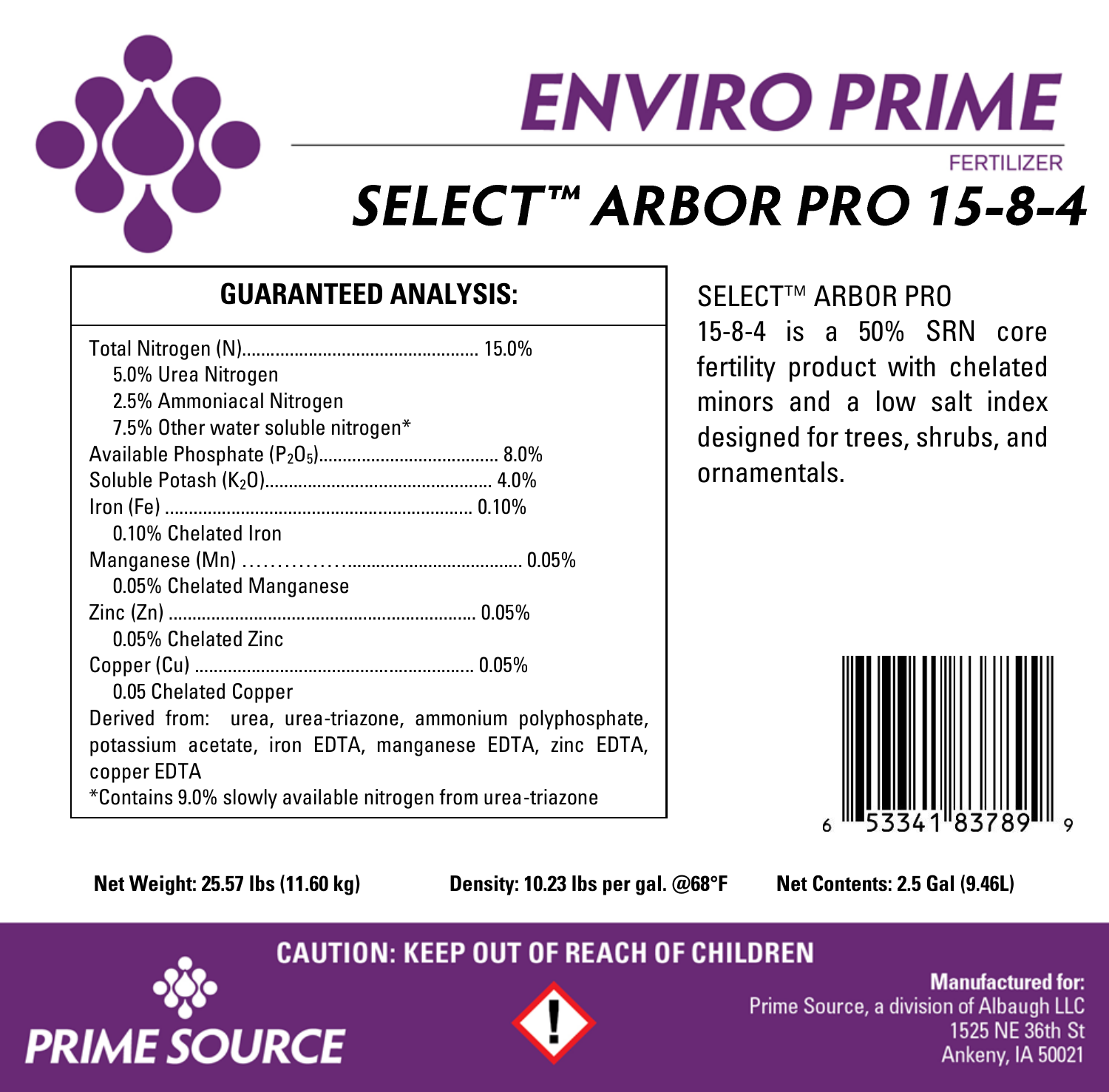# ENVIRO PRIME

FERTILIZER

# SELECT™ ARBOR PRO 15-8-4

## GUARANTEED ANALYSIS:

Total Nitrogen (N)................................................. 15.0%

- 5.0% Urea Nitrogen
- 2.5% Ammoniacal Nitrogen
- 7.5% Other water soluble nitrogen*

Available Phosphate ($P_2O_5$)...................................... 8.0%

Soluble Potash ($K_2O$)................................................ 4.0%

Iron (Fe) ................................................................ 0.10%

- 0.10% Chelated Iron

Manganese (Mn) ..................................................... 0.05%

- 0.05% Chelated Manganese

Zinc (Zn) ................................................................ 0.05%

- 0.05% Chelated Zinc

Copper (Cu) ........................................................... 0.05%

- 0.05 Chelated Copper

Derived from: urea, urea-triazone, ammonium polyphosphate, potassium acetate, iron EDTA, manganese EDTA, zinc EDTA, copper EDTA

*Contains 9.0% slowly available nitrogen from urea-triazone

SELECT™ ARBOR PRO 15-8-4 is a 50% SRN core fertility product with chelated minors and a low salt index designed for trees, shrubs, and ornamentals.

6 53341 83789 9

**Net Weight: 25.57 lbs (11.60 kg)** **Density: 10.23 lbs per gal. @68°F** **Net Contents: 2.5 Gal (9.46L)**

**CAUTION: KEEP OUT OF REACH OF CHILDREN**

PRIME SOURCE

**Manufactured for:**
Prime Source, a division of Albaugh LLC
1525 NE 36th St
Ankeny, IA 50021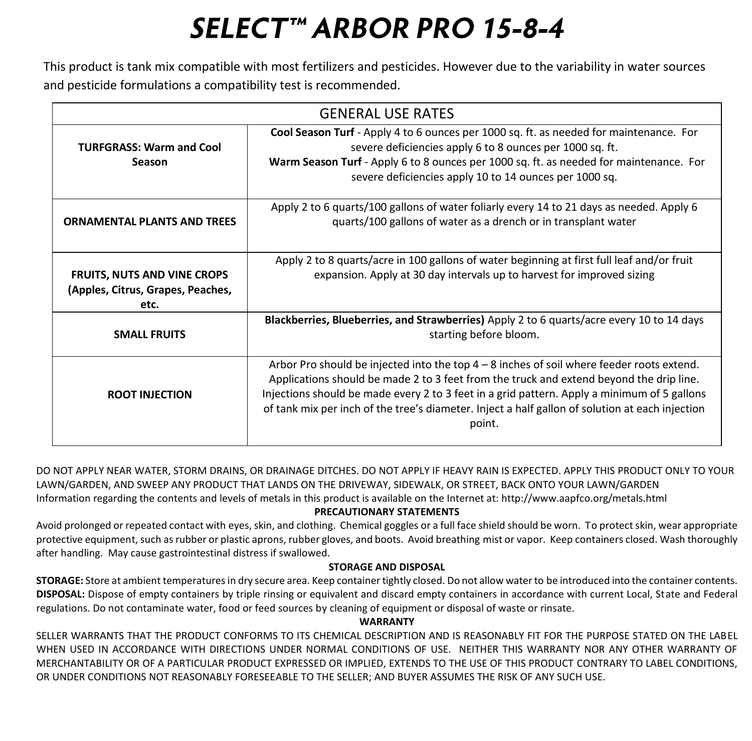# SELECT™ ARBOR PRO 15-8-4

This product is tank mix compatible with most fertilizers and pesticides. However due to the variability in water sources and pesticide formulations a compatibility test is recommended.

| GENERAL USE RATES | |
|---|---|
| **TURFGRASS: Warm and Cool Season** | **Cool Season Turf** - Apply 4 to 6 ounces per 1000 sq. ft. as needed for maintenance. For severe deficiencies apply 6 to 8 ounces per 1000 sq. ft. **Warm Season Turf** - Apply 6 to 8 ounces per 1000 sq. ft. as needed for maintenance. For severe deficiencies apply 10 to 14 ounces per 1000 sq. |
| **ORNAMENTAL PLANTS AND TREES** | Apply 2 to 6 quarts/100 gallons of water foliarly every 14 to 21 days as needed. Apply 6 quarts/100 gallons of water as a drench or in transplant water |
| **FRUITS, NUTS AND VINE CROPS (Apples, Citrus, Grapes, Peaches, etc.** | Apply 2 to 8 quarts/acre in 100 gallons of water beginning at first full leaf and/or fruit expansion. Apply at 30 day intervals up to harvest for improved sizing |
| **SMALL FRUITS** | **Blackberries, Blueberries, and Strawberries)** Apply 2 to 6 quarts/acre every 10 to 14 days starting before bloom. |
| **ROOT INJECTION** | Arbor Pro should be injected into the top 4 – 8 inches of soil where feeder roots extend. Applications should be made 2 to 3 feet from the truck and extend beyond the drip line. Injections should be made every 2 to 3 feet in a grid pattern. Apply a minimum of 5 gallons of tank mix per inch of the tree's diameter. Inject a half gallon of solution at each injection point. |

DO NOT APPLY NEAR WATER, STORM DRAINS, OR DRAINAGE DITCHES. DO NOT APPLY IF HEAVY RAIN IS EXPECTED. APPLY THIS PRODUCT ONLY TO YOUR LAWN/GARDEN, AND SWEEP ANY PRODUCT THAT LANDS ON THE DRIVEWAY, SIDEWALK, OR STREET, BACK ONTO YOUR LAWN/GARDEN
Information regarding the contents and levels of metals in this product is available on the Internet at: http://www.aapfco.org/metals.html

**PRECAUTIONARY STATEMENTS**

Avoid prolonged or repeated contact with eyes, skin, and clothing. Chemical goggles or a full face shield should be worn. To protect skin, wear appropriate protective equipment, such as rubber or plastic aprons, rubber gloves, and boots. Avoid breathing mist or vapor. Keep containers closed. Wash thoroughly after handling. May cause gastrointestinal distress if swallowed.

**STORAGE AND DISPOSAL**

**STORAGE:** Store at ambient temperatures in dry secure area. Keep container tightly closed. Do not allow water to be introduced into the container contents.
**DISPOSAL:** Dispose of empty containers by triple rinsing or equivalent and discard empty containers in accordance with current Local, State and Federal regulations. Do not contaminate water, food or feed sources by cleaning of equipment or disposal of waste or rinsate.

**WARRANTY**

SELLER WARRANTS THAT THE PRODUCT CONFORMS TO ITS CHEMICAL DESCRIPTION AND IS REASONABLY FIT FOR THE PURPOSE STATED ON THE LABEL WHEN USED IN ACCORDANCE WITH DIRECTIONS UNDER NORMAL CONDITIONS OF USE. NEITHER THIS WARRANTY NOR ANY OTHER WARRANTY OF MERCHANTABILITY OR OF A PARTICULAR PRODUCT EXPRESSED OR IMPLIED, EXTENDS TO THE USE OF THIS PRODUCT CONTRARY TO LABEL CONDITIONS, OR UNDER CONDITIONS NOT REASONABLY FORESEEABLE TO THE SELLER; AND BUYER ASSUMES THE RISK OF ANY SUCH USE.